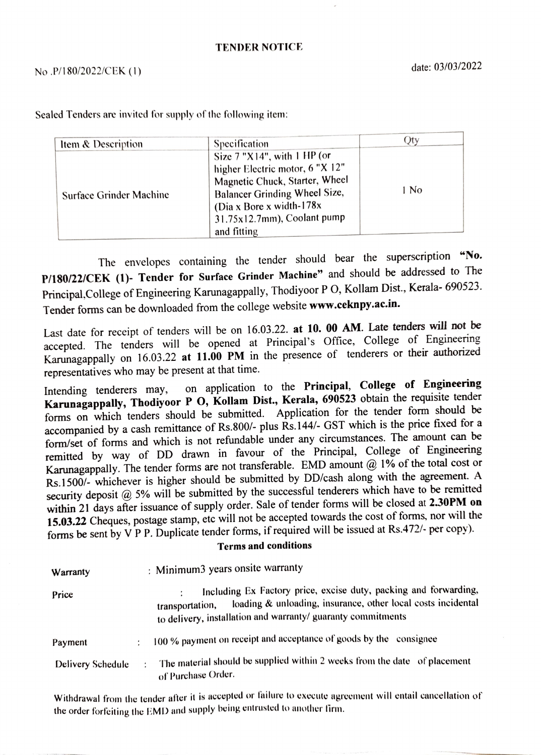# TENDER NOTICE

No .P/180/2022/CEK (1) date: 03/03/2022

Sealed Tenders are invited for supply of the following item:

| Item & Description | Specification | Qty |
|---|---|---|
| Surface Grinder Machine | Size 7 "X14", with 1 HP (or higher Electric motor, 6 "X 12" Magnetic Chuck, Starter, Wheel Balancer Grinding Wheel Size, (Dia x Bore x width-178x 31.75x12.7mm), Coolant pump and fitting | 1 No |

The envelopes containing the tender should bear the superscription **"No. P/180/22/CEK (1)- Tender for Surface Grinder Machine"** and should be addressed to The Principal,College of Engineering Karunagappally, Thodiyoor P O, Kollam Dist., Kerala- 690523. Tender forms can be downloaded from the college website **www.ceknpy.ac.in.**

Last date for receipt of tenders will be on 16.03.22. **at 10. 00 AM**. Late tenders will not be accepted. The tenders will be opened at Principal's Office, College of Engineering Karunagappally on 16.03.22 **at 11.00 PM** in the presence of tenderers or their authorized representatives who may be present at that time.

Intending tenderers may, on application to the **Principal, College of Engineering Karunagappally, Thodiyoor P O, Kollam Dist., Kerala, 690523** obtain the requisite tender forms on which tenders should be submitted. Application for the tender form should be accompanied by a cash remittance of Rs.800/- plus Rs.144/- GST which is the price fixed for a form/set of forms and which is not refundable under any circumstances. The amount can be remitted by way of DD drawn in favour of the Principal, College of Engineering Karunagappally. The tender forms are not transferable. EMD amount @ 1% of the total cost or Rs.1500/- whichever is higher should be submitted by DD/cash along with the agreement. A security deposit @ 5% will be submitted by the successful tenderers which have to be remitted within 21 days after issuance of supply order. Sale of tender forms will be closed at **2.30PM on 15.03.22** Cheques, postage stamp, etc will not be accepted towards the cost of forms, nor will the forms be sent by V P P. Duplicate tender forms, if required will be issued at Rs.472/- per copy).

**Terms and conditions**

**Warranty** : Minimum3 years onsite warranty

**Price** : Including Ex Factory price, excise duty, packing and forwarding, transportation, loading & unloading, insurance, other local costs incidental to delivery, installation and warranty/ guaranty commitments

**Payment** : 100 % payment on receipt and acceptance of goods by the consignee

**Delivery Schedule** : The material should be supplied within 2 weeks from the date of placement of Purchase Order.

Withdrawal from the tender after it is accepted or failure to execute agreement will entail cancellation of the order forfeiting the EMD and supply being entrusted to another firm.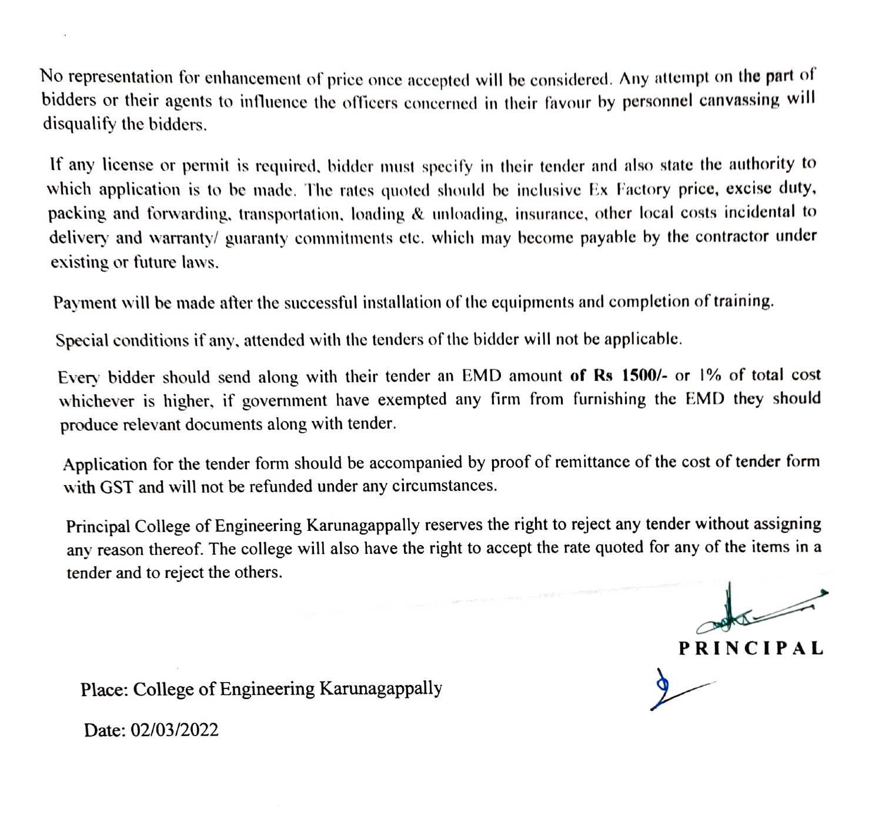No representation for enhancement of price once accepted will be considered. Any attempt on the part of bidders or their agents to influence the officers concerned in their favour by personnel canvassing will disqualify the bidders.

If any license or permit is required, bidder must specify in their tender and also state the authority to which application is to be made. The rates quoted should be inclusive Ex Factory price, excise duty, packing and forwarding, transportation, loading & unloading, insurance, other local costs incidental to delivery and warranty/ guaranty commitments etc. which may become payable by the contractor under existing or future laws.

Payment will be made after the successful installation of the equipments and completion of training.

Special conditions if any, attended with the tenders of the bidder will not be applicable.

Every bidder should send along with their tender an EMD amount **of Rs 1500/-** or 1% of total cost whichever is higher, if government have exempted any firm from furnishing the EMD they should produce relevant documents along with tender.

Application for the tender form should be accompanied by proof of remittance of the cost of tender form with GST and will not be refunded under any circumstances.

Principal College of Engineering Karunagappally reserves the right to reject any tender without assigning any reason thereof. The college will also have the right to accept the rate quoted for any of the items in a tender and to reject the others.

**PRINCIPAL**

Place: College of Engineering Karunagappally

Date: 02/03/2022